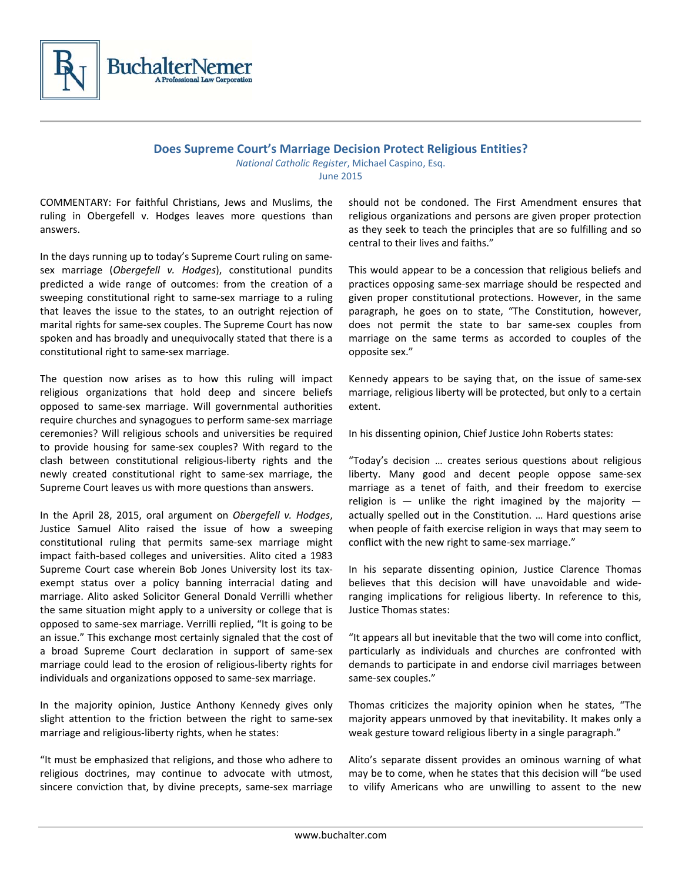BuchalterNemer
A Professional Law Corporation

## Does Supreme Court's Marriage Decision Protect Religious Entities?

*National Catholic Register*, Michael Caspino, Esq.
June 2015

COMMENTARY: For faithful Christians, Jews and Muslims, the ruling in Obergefell v. Hodges leaves more questions than answers.

In the days running up to today's Supreme Court ruling on same-sex marriage (*Obergefell v. Hodges*), constitutional pundits predicted a wide range of outcomes: from the creation of a sweeping constitutional right to same-sex marriage to a ruling that leaves the issue to the states, to an outright rejection of marital rights for same-sex couples. The Supreme Court has now spoken and has broadly and unequivocally stated that there is a constitutional right to same-sex marriage.

The question now arises as to how this ruling will impact religious organizations that hold deep and sincere beliefs opposed to same-sex marriage. Will governmental authorities require churches and synagogues to perform same-sex marriage ceremonies? Will religious schools and universities be required to provide housing for same-sex couples? With regard to the clash between constitutional religious-liberty rights and the newly created constitutional right to same-sex marriage, the Supreme Court leaves us with more questions than answers.

In the April 28, 2015, oral argument on *Obergefell v. Hodges*, Justice Samuel Alito raised the issue of how a sweeping constitutional ruling that permits same-sex marriage might impact faith-based colleges and universities. Alito cited a 1983 Supreme Court case wherein Bob Jones University lost its tax-exempt status over a policy banning interracial dating and marriage. Alito asked Solicitor General Donald Verrilli whether the same situation might apply to a university or college that is opposed to same-sex marriage. Verrilli replied, "It is going to be an issue." This exchange most certainly signaled that the cost of a broad Supreme Court declaration in support of same-sex marriage could lead to the erosion of religious-liberty rights for individuals and organizations opposed to same-sex marriage.

In the majority opinion, Justice Anthony Kennedy gives only slight attention to the friction between the right to same-sex marriage and religious-liberty rights, when he states:

"It must be emphasized that religions, and those who adhere to religious doctrines, may continue to advocate with utmost, sincere conviction that, by divine precepts, same-sex marriage should not be condoned. The First Amendment ensures that religious organizations and persons are given proper protection as they seek to teach the principles that are so fulfilling and so central to their lives and faiths."

This would appear to be a concession that religious beliefs and practices opposing same-sex marriage should be respected and given proper constitutional protections. However, in the same paragraph, he goes on to state, "The Constitution, however, does not permit the state to bar same-sex couples from marriage on the same terms as accorded to couples of the opposite sex."

Kennedy appears to be saying that, on the issue of same-sex marriage, religious liberty will be protected, but only to a certain extent.

In his dissenting opinion, Chief Justice John Roberts states:

"Today's decision … creates serious questions about religious liberty. Many good and decent people oppose same-sex marriage as a tenet of faith, and their freedom to exercise religion is — unlike the right imagined by the majority — actually spelled out in the Constitution. … Hard questions arise when people of faith exercise religion in ways that may seem to conflict with the new right to same-sex marriage."

In his separate dissenting opinion, Justice Clarence Thomas believes that this decision will have unavoidable and wide-ranging implications for religious liberty. In reference to this, Justice Thomas states:

"It appears all but inevitable that the two will come into conflict, particularly as individuals and churches are confronted with demands to participate in and endorse civil marriages between same-sex couples."

Thomas criticizes the majority opinion when he states, "The majority appears unmoved by that inevitability. It makes only a weak gesture toward religious liberty in a single paragraph."

Alito's separate dissent provides an ominous warning of what may be to come, when he states that this decision will "be used to vilify Americans who are unwilling to assent to the new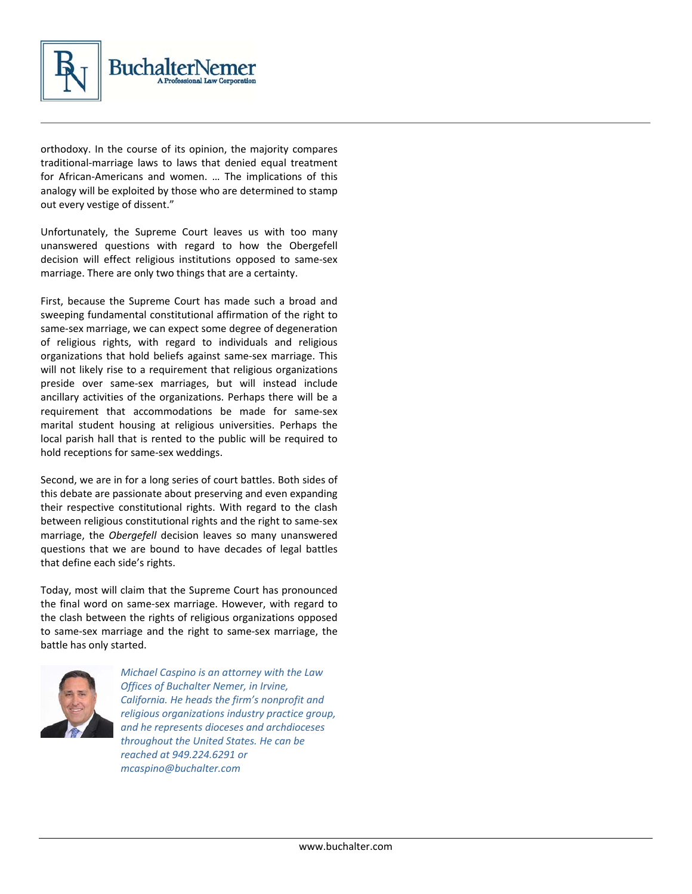orthodoxy. In the course of its opinion, the majority compares traditional-marriage laws to laws that denied equal treatment for African-Americans and women. … The implications of this analogy will be exploited by those who are determined to stamp out every vestige of dissent."

Unfortunately, the Supreme Court leaves us with too many unanswered questions with regard to how the Obergefell decision will effect religious institutions opposed to same-sex marriage. There are only two things that are a certainty.

First, because the Supreme Court has made such a broad and sweeping fundamental constitutional affirmation of the right to same-sex marriage, we can expect some degree of degeneration of religious rights, with regard to individuals and religious organizations that hold beliefs against same-sex marriage. This will not likely rise to a requirement that religious organizations preside over same-sex marriages, but will instead include ancillary activities of the organizations. Perhaps there will be a requirement that accommodations be made for same-sex marital student housing at religious universities. Perhaps the local parish hall that is rented to the public will be required to hold receptions for same-sex weddings.

Second, we are in for a long series of court battles. Both sides of this debate are passionate about preserving and even expanding their respective constitutional rights. With regard to the clash between religious constitutional rights and the right to same-sex marriage, the *Obergefell* decision leaves so many unanswered questions that we are bound to have decades of legal battles that define each side's rights.

Today, most will claim that the Supreme Court has pronounced the final word on same-sex marriage. However, with regard to the clash between the rights of religious organizations opposed to same-sex marriage and the right to same-sex marriage, the battle has only started.

*Michael Caspino is an attorney with the Law Offices of Buchalter Nemer, in Irvine, California. He heads the firm's nonprofit and religious organizations industry practice group, and he represents dioceses and archdioceses throughout the United States. He can be reached at 949.224.6291 or mcaspino@buchalter.com*